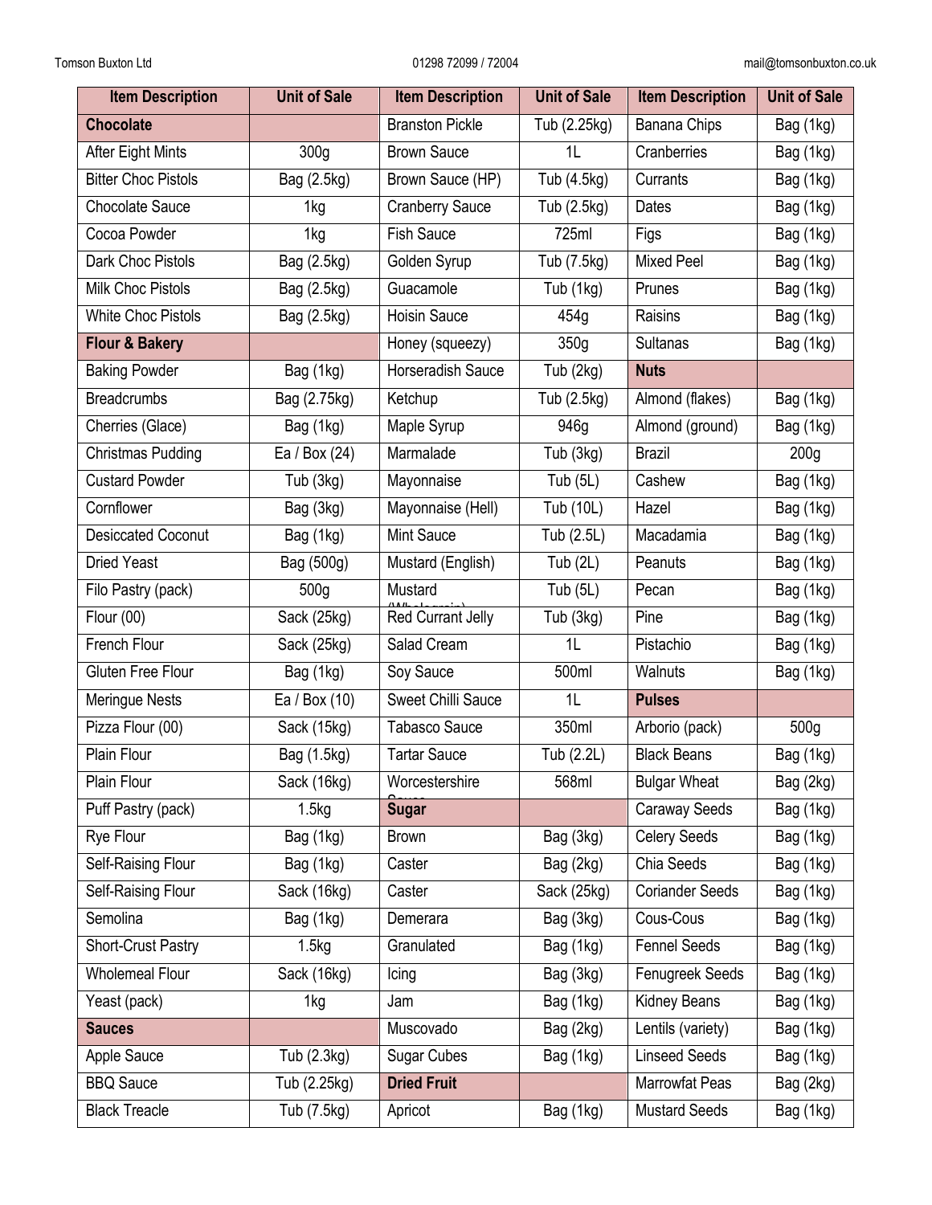Tomson Buxton Ltd 01298 72099 / 72004 mail@tomsonbuxton.co.uk

| Item Description | Unit of Sale | Item Description | Unit of Sale | Item Description | Unit of Sale |
|---|---|---|---|---|---|
| **Chocolate** | | Branston Pickle | Tub (2.25kg) | Banana Chips | Bag (1kg) |
| After Eight Mints | 300g | Brown Sauce | 1L | Cranberries | Bag (1kg) |
| Bitter Choc Pistols | Bag (2.5kg) | Brown Sauce (HP) | Tub (4.5kg) | Currants | Bag (1kg) |
| Chocolate Sauce | 1kg | Cranberry Sauce | Tub (2.5kg) | Dates | Bag (1kg) |
| Cocoa Powder | 1kg | Fish Sauce | 725ml | Figs | Bag (1kg) |
| Dark Choc Pistols | Bag (2.5kg) | Golden Syrup | Tub (7.5kg) | Mixed Peel | Bag (1kg) |
| Milk Choc Pistols | Bag (2.5kg) | Guacamole | Tub (1kg) | Prunes | Bag (1kg) |
| White Choc Pistols | Bag (2.5kg) | Hoisin Sauce | 454g | Raisins | Bag (1kg) |
| **Flour & Bakery** | | Honey (squeezy) | 350g | Sultanas | Bag (1kg) |
| Baking Powder | Bag (1kg) | Horseradish Sauce | Tub (2kg) | **Nuts** | |
| Breadcrumbs | Bag (2.75kg) | Ketchup | Tub (2.5kg) | Almond (flakes) | Bag (1kg) |
| Cherries (Glace) | Bag (1kg) | Maple Syrup | 946g | Almond (ground) | Bag (1kg) |
| Christmas Pudding | Ea / Box (24) | Marmalade | Tub (3kg) | Brazil | 200g |
| Custard Powder | Tub (3kg) | Mayonnaise | Tub (5L) | Cashew | Bag (1kg) |
| Cornflower | Bag (3kg) | Mayonnaise (Hell) | Tub (10L) | Hazel | Bag (1kg) |
| Desiccated Coconut | Bag (1kg) | Mint Sauce | Tub (2.5L) | Macadamia | Bag (1kg) |
| Dried Yeast | Bag (500g) | Mustard (English) | Tub (2L) | Peanuts | Bag (1kg) |
| Filo Pastry (pack) | 500g | Mustard (Wholegrain) | Tub (5L) | Pecan | Bag (1kg) |
| Flour (00) | Sack (25kg) | Red Currant Jelly | Tub (3kg) | Pine | Bag (1kg) |
| French Flour | Sack (25kg) | Salad Cream | 1L | Pistachio | Bag (1kg) |
| Gluten Free Flour | Bag (1kg) | Soy Sauce | 500ml | Walnuts | Bag (1kg) |
| Meringue Nests | Ea / Box (10) | Sweet Chilli Sauce | 1L | **Pulses** | |
| Pizza Flour (00) | Sack (15kg) | Tabasco Sauce | 350ml | Arborio (pack) | 500g |
| Plain Flour | Bag (1.5kg) | Tartar Sauce | Tub (2.2L) | Black Beans | Bag (1kg) |
| Plain Flour | Sack (16kg) | Worcestershire Sauce | 568ml | Bulgar Wheat | Bag (2kg) |
| Puff Pastry (pack) | 1.5kg | **Sugar** | | Caraway Seeds | Bag (1kg) |
| Rye Flour | Bag (1kg) | Brown | Bag (3kg) | Celery Seeds | Bag (1kg) |
| Self-Raising Flour | Bag (1kg) | Caster | Bag (2kg) | Chia Seeds | Bag (1kg) |
| Self-Raising Flour | Sack (16kg) | Caster | Sack (25kg) | Coriander Seeds | Bag (1kg) |
| Semolina | Bag (1kg) | Demerara | Bag (3kg) | Cous-Cous | Bag (1kg) |
| Short-Crust Pastry | 1.5kg | Granulated | Bag (1kg) | Fennel Seeds | Bag (1kg) |
| Wholemeal Flour | Sack (16kg) | Icing | Bag (3kg) | Fenugreek Seeds | Bag (1kg) |
| Yeast (pack) | 1kg | Jam | Bag (1kg) | Kidney Beans | Bag (1kg) |
| **Sauces** | | Muscovado | Bag (2kg) | Lentils (variety) | Bag (1kg) |
| Apple Sauce | Tub (2.3kg) | Sugar Cubes | Bag (1kg) | Linseed Seeds | Bag (1kg) |
| BBQ Sauce | Tub (2.25kg) | **Dried Fruit** | | Marrowfat Peas | Bag (2kg) |
| Black Treacle | Tub (7.5kg) | Apricot | Bag (1kg) | Mustard Seeds | Bag (1kg) |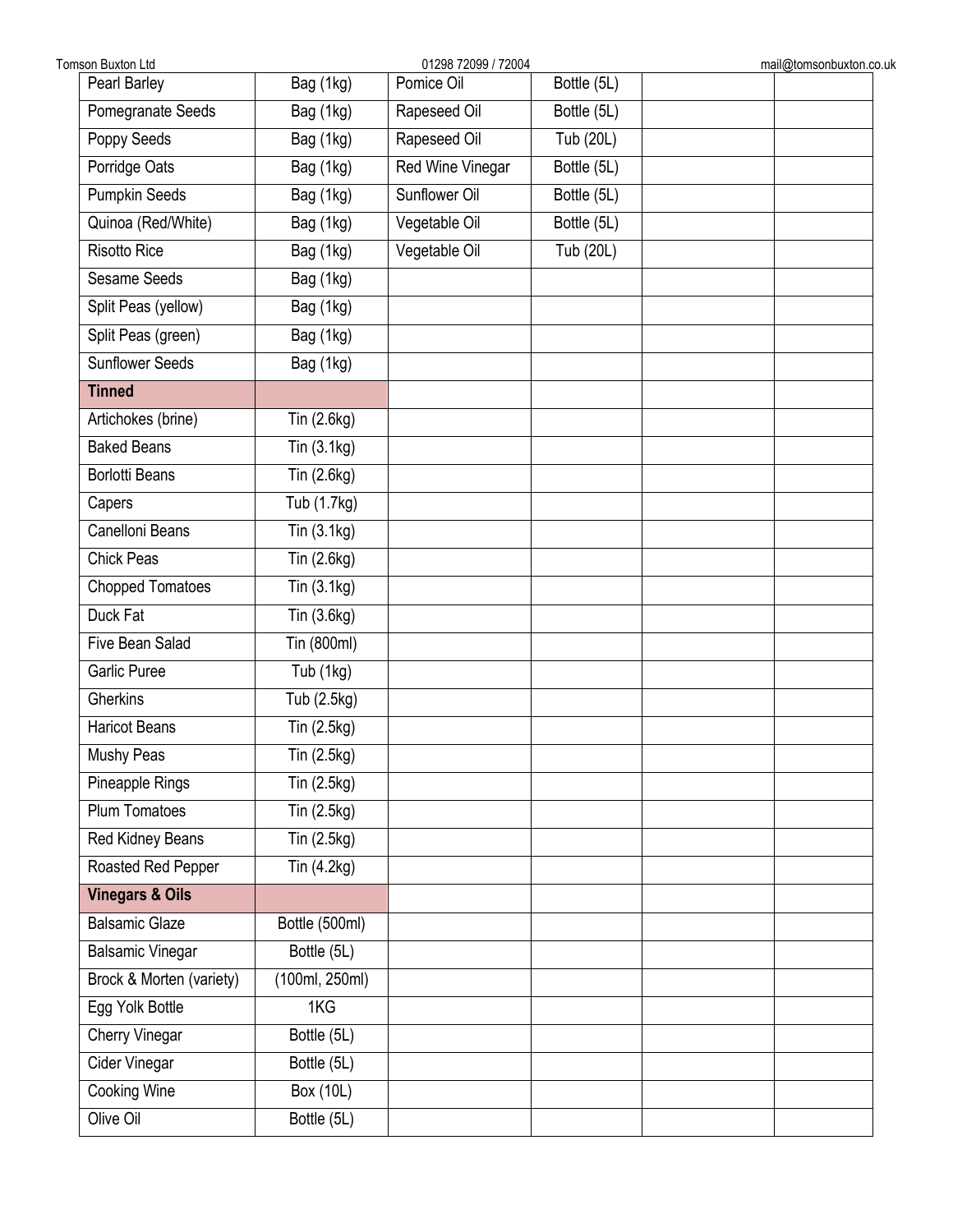| | | | | | |
|---|---|---|---|---|---|
| Pearl Barley | Bag (1kg) | Pomice Oil | Bottle (5L) | | |
| Pomegranate Seeds | Bag (1kg) | Rapeseed Oil | Bottle (5L) | | |
| Poppy Seeds | Bag (1kg) | Rapeseed Oil | Tub (20L) | | |
| Porridge Oats | Bag (1kg) | Red Wine Vinegar | Bottle (5L) | | |
| Pumpkin Seeds | Bag (1kg) | Sunflower Oil | Bottle (5L) | | |
| Quinoa (Red/White) | Bag (1kg) | Vegetable Oil | Bottle (5L) | | |
| Risotto Rice | Bag (1kg) | Vegetable Oil | Tub (20L) | | |
| Sesame Seeds | Bag (1kg) | | | | |
| Split Peas (yellow) | Bag (1kg) | | | | |
| Split Peas (green) | Bag (1kg) | | | | |
| Sunflower Seeds | Bag (1kg) | | | | |
| **Tinned** | | | | | |
| Artichokes (brine) | Tin (2.6kg) | | | | |
| Baked Beans | Tin (3.1kg) | | | | |
| Borlotti Beans | Tin (2.6kg) | | | | |
| Capers | Tub (1.7kg) | | | | |
| Canelloni Beans | Tin (3.1kg) | | | | |
| Chick Peas | Tin (2.6kg) | | | | |
| Chopped Tomatoes | Tin (3.1kg) | | | | |
| Duck Fat | Tin (3.6kg) | | | | |
| Five Bean Salad | Tin (800ml) | | | | |
| Garlic Puree | Tub (1kg) | | | | |
| Gherkins | Tub (2.5kg) | | | | |
| Haricot Beans | Tin (2.5kg) | | | | |
| Mushy Peas | Tin (2.5kg) | | | | |
| Pineapple Rings | Tin (2.5kg) | | | | |
| Plum Tomatoes | Tin (2.5kg) | | | | |
| Red Kidney Beans | Tin (2.5kg) | | | | |
| Roasted Red Pepper | Tin (4.2kg) | | | | |
| **Vinegars & Oils** | | | | | |
| Balsamic Glaze | Bottle (500ml) | | | | |
| Balsamic Vinegar | Bottle (5L) | | | | |
| Brock & Morten (variety) | (100ml, 250ml) | | | | |
| Egg Yolk Bottle | 1KG | | | | |
| Cherry Vinegar | Bottle (5L) | | | | |
| Cider Vinegar | Bottle (5L) | | | | |
| Cooking Wine | Box (10L) | | | | |
| Olive Oil | Bottle (5L) | | | | |